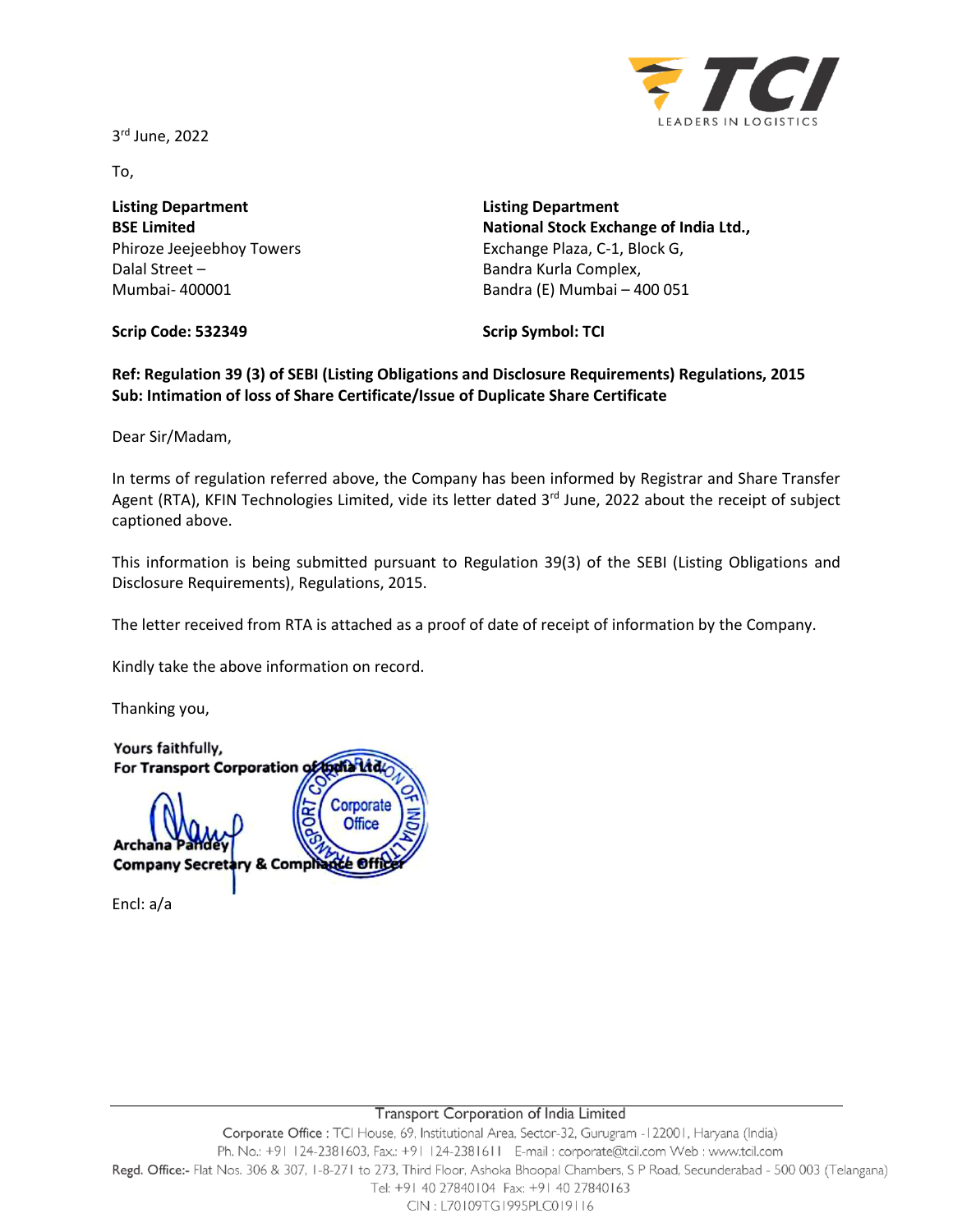TCI

LEADERS IN LOGISTICS

3rd June, 2022

To,

**Listing Department**
**BSE Limited**
Phiroze Jeejeebhoy Towers
Dalal Street –
Mumbai- 400001

**Scrip Code: 532349**

**Listing Department**
**National Stock Exchange of India Ltd.,**
Exchange Plaza, C-1, Block G,
Bandra Kurla Complex,
Bandra (E) Mumbai – 400 051

**Scrip Symbol: TCI**

**Ref: Regulation 39 (3) of SEBI (Listing Obligations and Disclosure Requirements) Regulations, 2015**
**Sub: Intimation of loss of Share Certificate/Issue of Duplicate Share Certificate**

Dear Sir/Madam,

In terms of regulation referred above, the Company has been informed by Registrar and Share Transfer Agent (RTA), KFIN Technologies Limited, vide its letter dated 3rd June, 2022 about the receipt of subject captioned above.

This information is being submitted pursuant to Regulation 39(3) of the SEBI (Listing Obligations and Disclosure Requirements), Regulations, 2015.

The letter received from RTA is attached as a proof of date of receipt of information by the Company.

Kindly take the above information on record.

Thanking you,

Yours faithfully,
**For Transport Corporation of India Ltd.**

**Archana Pandey**
**Company Secretary & Compliance Officer**

Encl: a/a

Transport Corporation of India Limited
Corporate Office : TCI House, 69, Institutional Area, Sector-32, Gurugram -122001, Haryana (India)
Ph. No.: +91 124-2381603, Fax.: +91 124-2381611 E-mail : corporate@tcil.com Web : www.tcil.com
Regd. Office:- Flat Nos. 306 & 307, 1-8-271 to 273, Third Floor, Ashoka Bhoopal Chambers, S P Road, Secunderabad - 500 003 (Telangana)
Tel: +91 40 27840104 Fax: +91 40 27840163
CIN : L70109TG1995PLC019116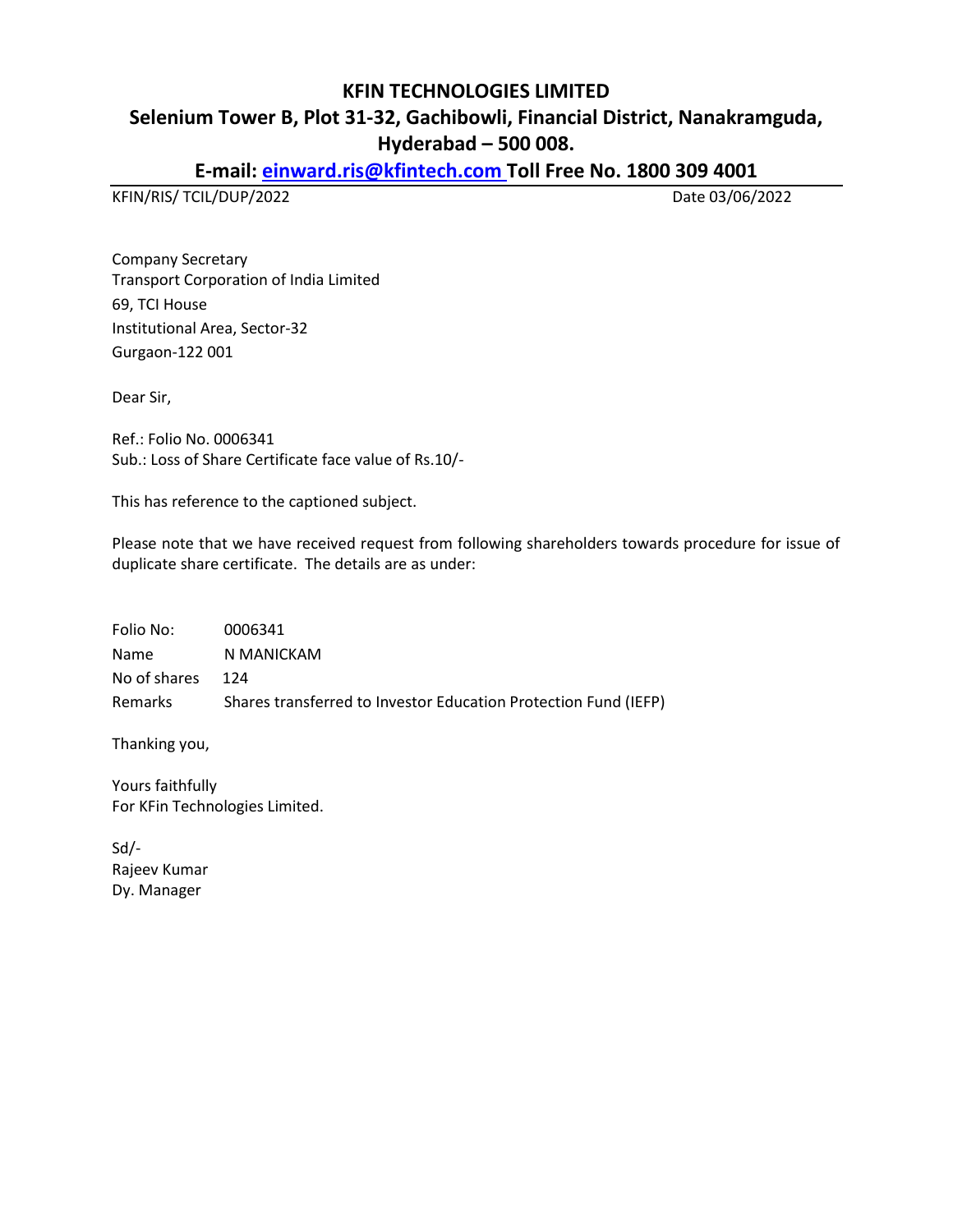# KFIN TECHNOLOGIES LIMITED

## Selenium Tower B, Plot 31-32, Gachibowli, Financial District, Nanakramguda, Hyderabad – 500 008.

## E-mail: einward.ris@kfintech.com Toll Free No. 1800 309 4001

KFIN/RIS/ TCIL/DUP/2022 Date 03/06/2022

Company Secretary
Transport Corporation of India Limited
69, TCI House
Institutional Area, Sector-32
Gurgaon-122 001

Dear Sir,

Ref.: Folio No. 0006341
Sub.: Loss of Share Certificate face value of Rs.10/-

This has reference to the captioned subject.

Please note that we have received request from following shareholders towards procedure for issue of duplicate share certificate. The details are as under:

| | |
|---|---|
| Folio No: | 0006341 |
| Name | N MANICKAM |
| No of shares | 124 |
| Remarks | Shares transferred to Investor Education Protection Fund (IEFP) |

Thanking you,

Yours faithfully
For KFin Technologies Limited.

Sd/-
Rajeev Kumar
Dy. Manager